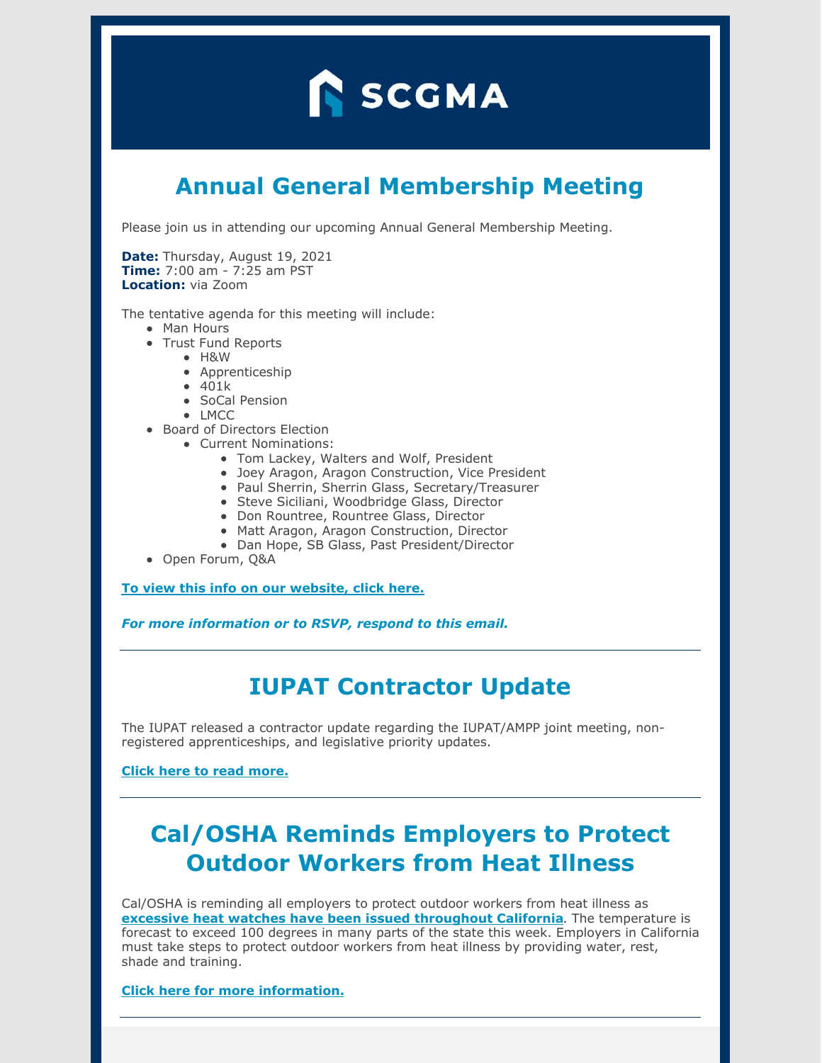SCGMA

# Annual General Membership Meeting

Please join us in attending our upcoming Annual General Membership Meeting.

**Date:** Thursday, August 19, 2021
**Time:** 7:00 am - 7:25 am PST
**Location:** via Zoom

The tentative agenda for this meeting will include:

- Man Hours
- Trust Fund Reports
  - H&W
  - Apprenticeship
  - 401k
  - SoCal Pension
  - LMCC
- Board of Directors Election
  - Current Nominations:
    - Tom Lackey, Walters and Wolf, President
    - Joey Aragon, Aragon Construction, Vice President
    - Paul Sherrin, Sherrin Glass, Secretary/Treasurer
    - Steve Siciliani, Woodbridge Glass, Director
    - Don Rountree, Rountree Glass, Director
    - Matt Aragon, Aragon Construction, Director
    - Dan Hope, SB Glass, Past President/Director
- Open Forum, Q&A

**To view this info on our website, click here.**

***For more information or to RSVP, respond to this email.***

---

# IUPAT Contractor Update

The IUPAT released a contractor update regarding the IUPAT/AMPP joint meeting, non-registered apprenticeships, and legislative priority updates.

**Click here to read more.**

---

# Cal/OSHA Reminds Employers to Protect Outdoor Workers from Heat Illness

Cal/OSHA is reminding all employers to protect outdoor workers from heat illness as **excessive heat watches have been issued throughout California**. The temperature is forecast to exceed 100 degrees in many parts of the state this week. Employers in California must take steps to protect outdoor workers from heat illness by providing water, rest, shade and training.

**Click here for more information.**

---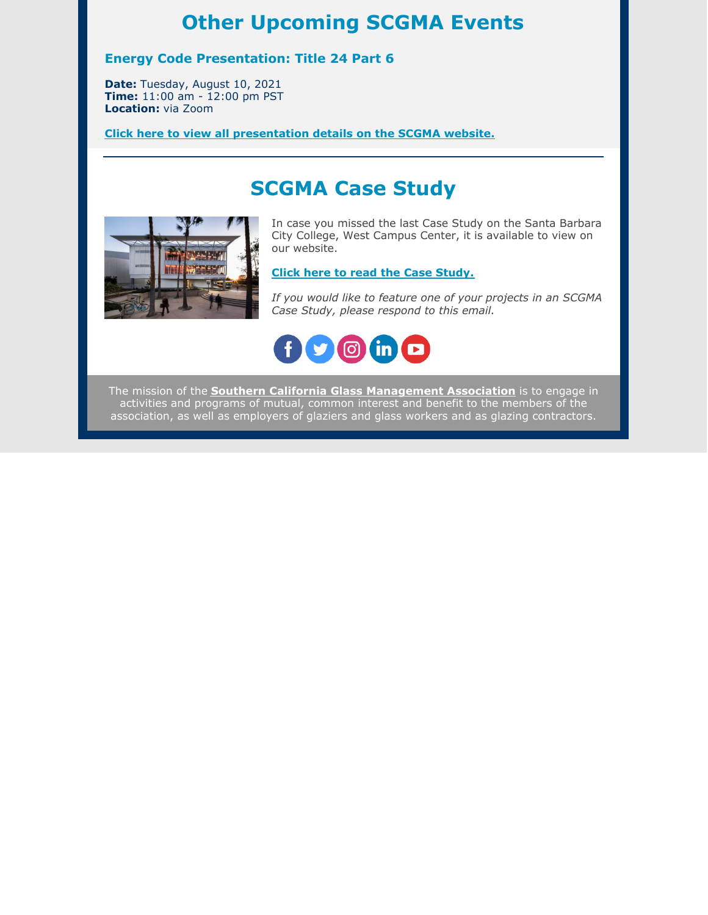# Other Upcoming SCGMA Events

### Energy Code Presentation: Title 24 Part 6

**Date:** Tuesday, August 10, 2021
**Time:** 11:00 am - 12:00 pm PST
**Location:** via Zoom

**Click here to view all presentation details on the SCGMA website.**

---

# SCGMA Case Study

In case you missed the last Case Study on the Santa Barbara City College, West Campus Center, it is available to view on our website.

**Click here to read the Case Study.**

*If you would like to feature one of your projects in an SCGMA Case Study, please respond to this email.*

The mission of the **Southern California Glass Management Association** is to engage in activities and programs of mutual, common interest and benefit to the members of the association, as well as employers of glaziers and glass workers and as glazing contractors.